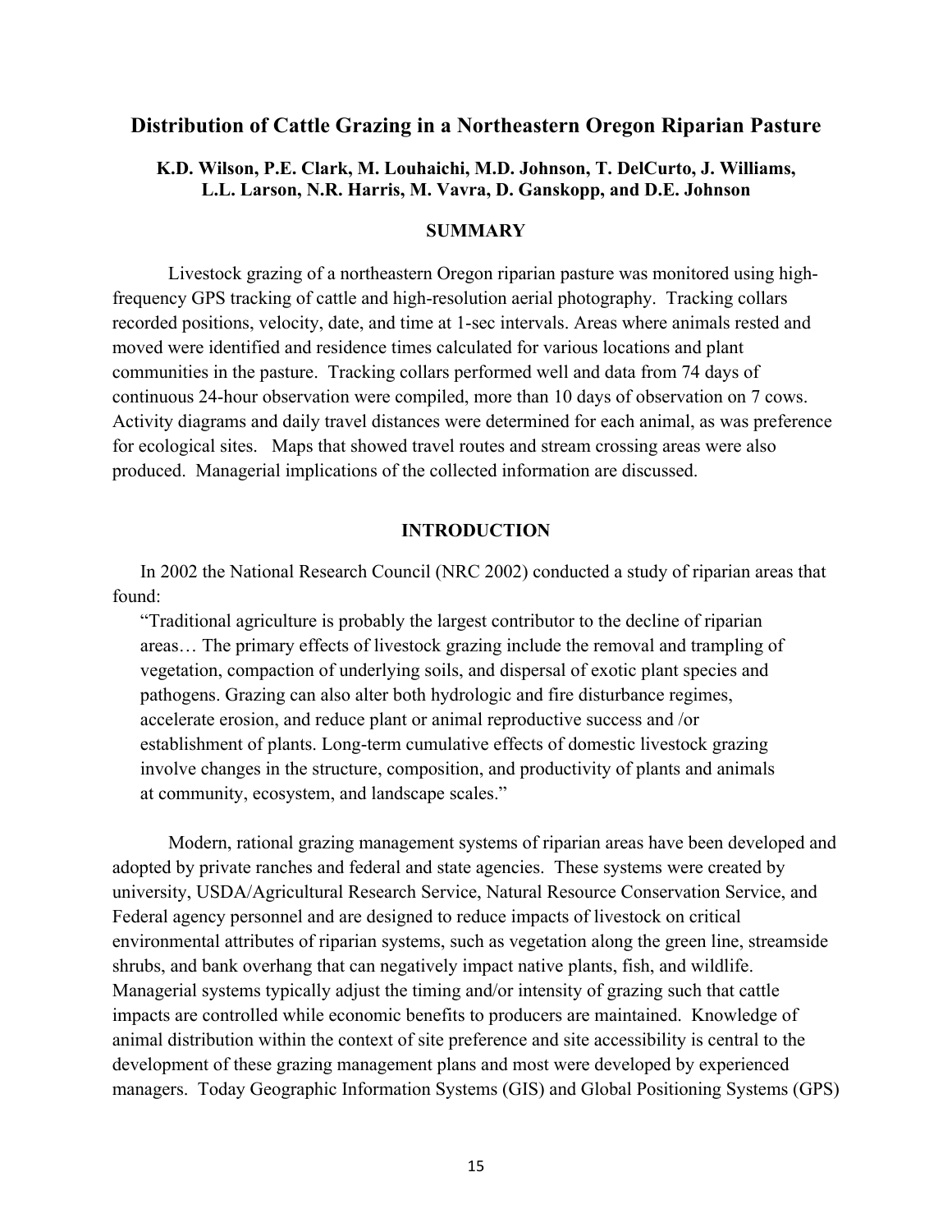# Distribution of Cattle Grazing in a Northeastern Oregon Riparian Pasture

**K.D. Wilson, P.E. Clark, M. Louhaichi, M.D. Johnson, T. DelCurto, J. Williams, L.L. Larson, N.R. Harris, M. Vavra, D. Ganskopp, and D.E. Johnson**

## SUMMARY

Livestock grazing of a northeastern Oregon riparian pasture was monitored using high-frequency GPS tracking of cattle and high-resolution aerial photography. Tracking collars recorded positions, velocity, date, and time at 1-sec intervals. Areas where animals rested and moved were identified and residence times calculated for various locations and plant communities in the pasture. Tracking collars performed well and data from 74 days of continuous 24-hour observation were compiled, more than 10 days of observation on 7 cows. Activity diagrams and daily travel distances were determined for each animal, as was preference for ecological sites. Maps that showed travel routes and stream crossing areas were also produced. Managerial implications of the collected information are discussed.

## INTRODUCTION

In 2002 the National Research Council (NRC 2002) conducted a study of riparian areas that found:

> "Traditional agriculture is probably the largest contributor to the decline of riparian areas… The primary effects of livestock grazing include the removal and trampling of vegetation, compaction of underlying soils, and dispersal of exotic plant species and pathogens. Grazing can also alter both hydrologic and fire disturbance regimes, accelerate erosion, and reduce plant or animal reproductive success and /or establishment of plants. Long-term cumulative effects of domestic livestock grazing involve changes in the structure, composition, and productivity of plants and animals at community, ecosystem, and landscape scales."

Modern, rational grazing management systems of riparian areas have been developed and adopted by private ranches and federal and state agencies. These systems were created by university, USDA/Agricultural Research Service, Natural Resource Conservation Service, and Federal agency personnel and are designed to reduce impacts of livestock on critical environmental attributes of riparian systems, such as vegetation along the green line, streamside shrubs, and bank overhang that can negatively impact native plants, fish, and wildlife. Managerial systems typically adjust the timing and/or intensity of grazing such that cattle impacts are controlled while economic benefits to producers are maintained. Knowledge of animal distribution within the context of site preference and site accessibility is central to the development of these grazing management plans and most were developed by experienced managers. Today Geographic Information Systems (GIS) and Global Positioning Systems (GPS)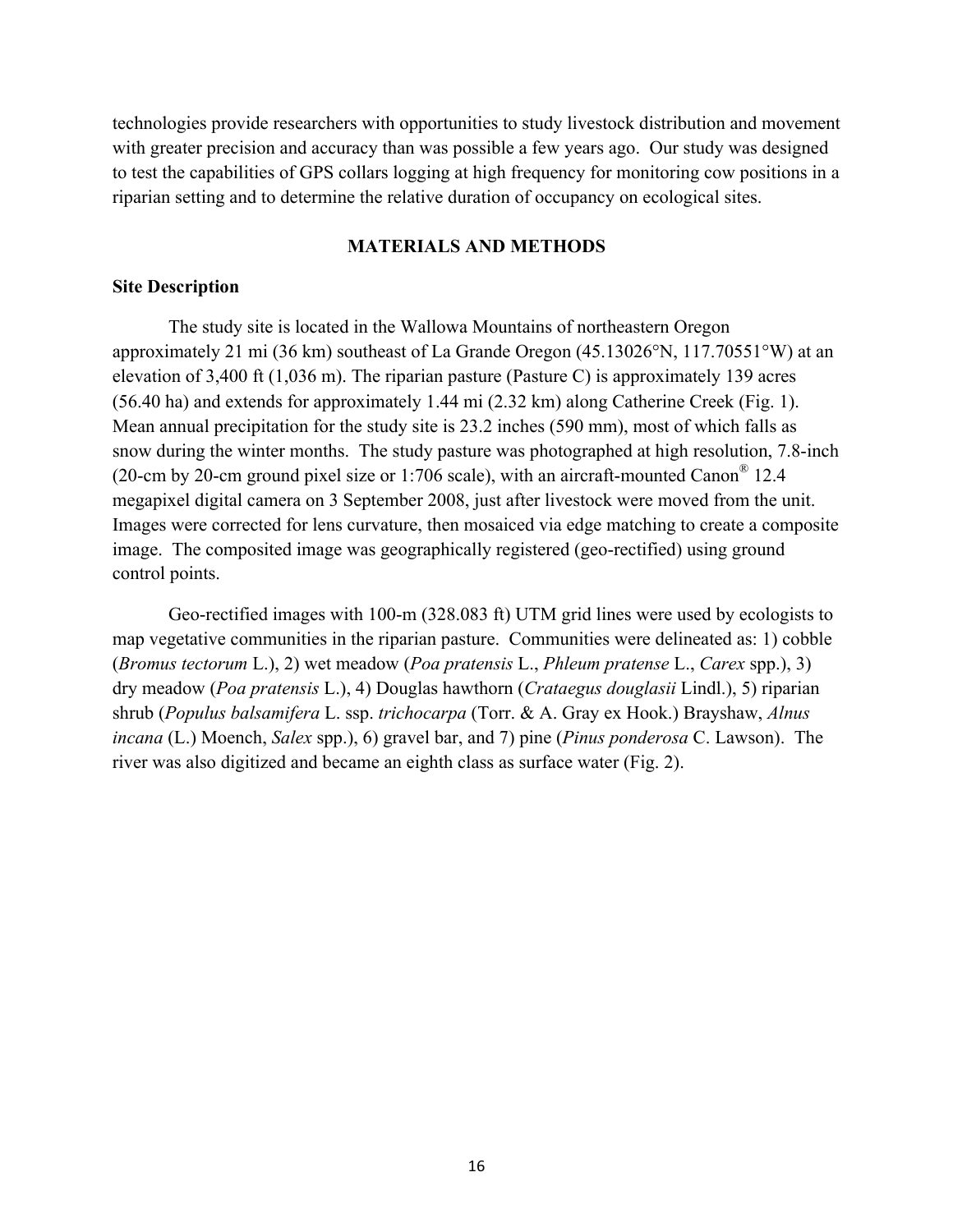technologies provide researchers with opportunities to study livestock distribution and movement with greater precision and accuracy than was possible a few years ago. Our study was designed to test the capabilities of GPS collars logging at high frequency for monitoring cow positions in a riparian setting and to determine the relative duration of occupancy on ecological sites.

## MATERIALS AND METHODS

### Site Description

The study site is located in the Wallowa Mountains of northeastern Oregon approximately 21 mi (36 km) southeast of La Grande Oregon (45.13026°N, 117.70551°W) at an elevation of 3,400 ft (1,036 m). The riparian pasture (Pasture C) is approximately 139 acres (56.40 ha) and extends for approximately 1.44 mi (2.32 km) along Catherine Creek (Fig. 1). Mean annual precipitation for the study site is 23.2 inches (590 mm), most of which falls as snow during the winter months. The study pasture was photographed at high resolution, 7.8-inch (20-cm by 20-cm ground pixel size or 1:706 scale), with an aircraft-mounted Canon® 12.4 megapixel digital camera on 3 September 2008, just after livestock were moved from the unit. Images were corrected for lens curvature, then mosaiced via edge matching to create a composite image. The composited image was geographically registered (geo-rectified) using ground control points.

Geo-rectified images with 100-m (328.083 ft) UTM grid lines were used by ecologists to map vegetative communities in the riparian pasture. Communities were delineated as: 1) cobble (*Bromus tectorum* L.), 2) wet meadow (*Poa pratensis* L., *Phleum pratense* L., *Carex* spp.), 3) dry meadow (*Poa pratensis* L.), 4) Douglas hawthorn (*Crataegus douglasii* Lindl.), 5) riparian shrub (*Populus balsamifera* L. ssp. *trichocarpa* (Torr. & A. Gray ex Hook.) Brayshaw, *Alnus incana* (L.) Moench, *Salex* spp.), 6) gravel bar, and 7) pine (*Pinus ponderosa* C. Lawson). The river was also digitized and became an eighth class as surface water (Fig. 2).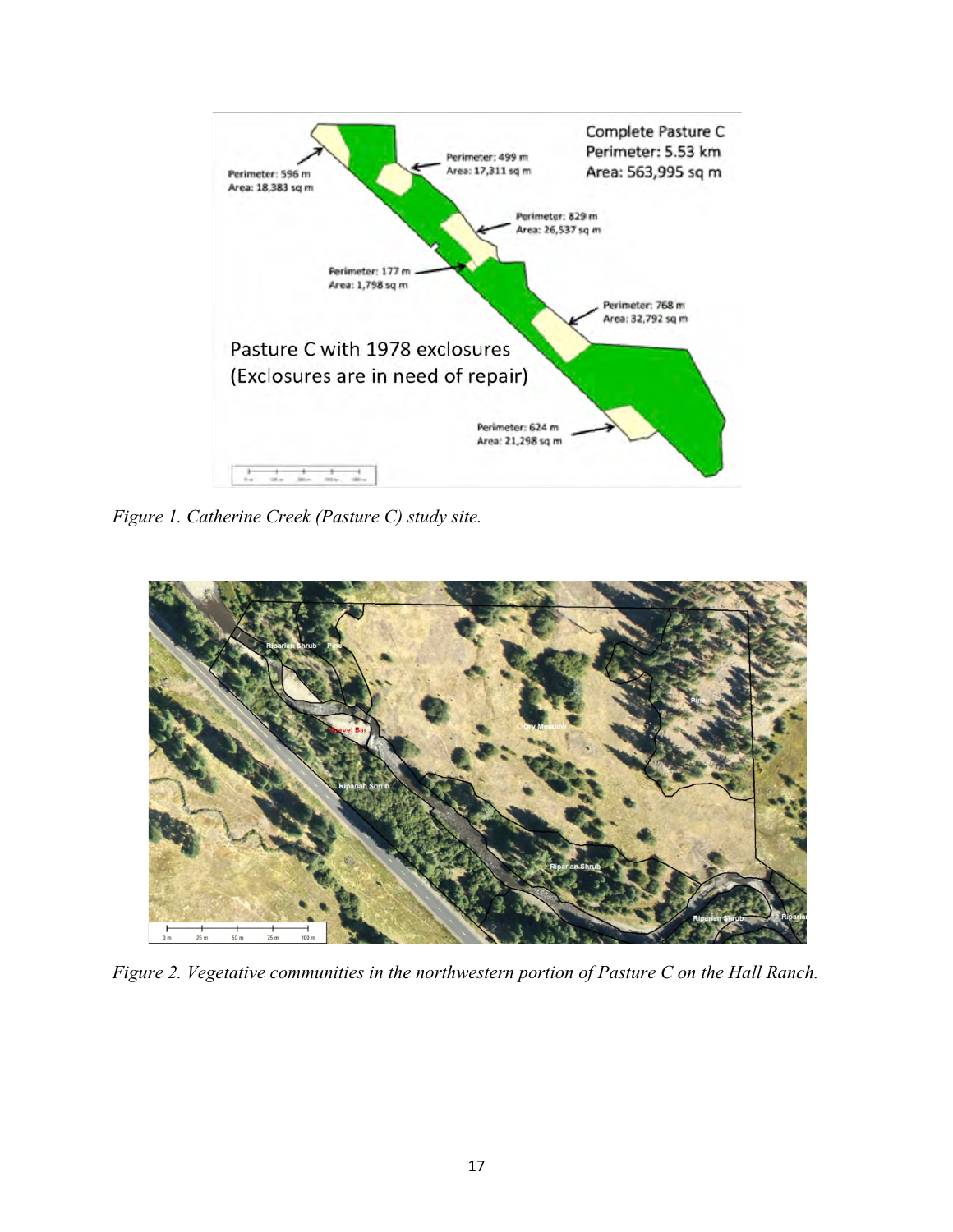*Figure 1. Catherine Creek (Pasture C) study site.*

*Figure 2. Vegetative communities in the northwestern portion of Pasture C on the Hall Ranch.*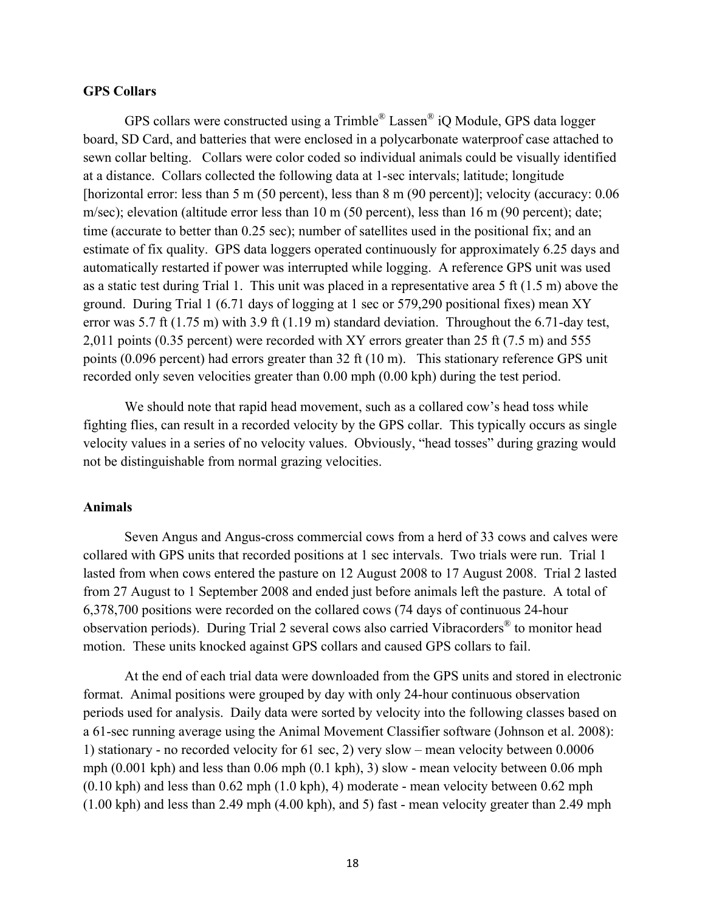### GPS Collars

GPS collars were constructed using a Trimble® Lassen® iQ Module, GPS data logger board, SD Card, and batteries that were enclosed in a polycarbonate waterproof case attached to sewn collar belting. Collars were color coded so individual animals could be visually identified at a distance. Collars collected the following data at 1-sec intervals; latitude; longitude [horizontal error: less than 5 m (50 percent), less than 8 m (90 percent)]; velocity (accuracy: 0.06 m/sec); elevation (altitude error less than 10 m (50 percent), less than 16 m (90 percent); date; time (accurate to better than 0.25 sec); number of satellites used in the positional fix; and an estimate of fix quality. GPS data loggers operated continuously for approximately 6.25 days and automatically restarted if power was interrupted while logging. A reference GPS unit was used as a static test during Trial 1. This unit was placed in a representative area 5 ft (1.5 m) above the ground. During Trial 1 (6.71 days of logging at 1 sec or 579,290 positional fixes) mean XY error was 5.7 ft (1.75 m) with 3.9 ft (1.19 m) standard deviation. Throughout the 6.71-day test, 2,011 points (0.35 percent) were recorded with XY errors greater than 25 ft (7.5 m) and 555 points (0.096 percent) had errors greater than 32 ft (10 m). This stationary reference GPS unit recorded only seven velocities greater than 0.00 mph (0.00 kph) during the test period.

We should note that rapid head movement, such as a collared cow's head toss while fighting flies, can result in a recorded velocity by the GPS collar. This typically occurs as single velocity values in a series of no velocity values. Obviously, "head tosses" during grazing would not be distinguishable from normal grazing velocities.

### Animals

Seven Angus and Angus-cross commercial cows from a herd of 33 cows and calves were collared with GPS units that recorded positions at 1 sec intervals. Two trials were run. Trial 1 lasted from when cows entered the pasture on 12 August 2008 to 17 August 2008. Trial 2 lasted from 27 August to 1 September 2008 and ended just before animals left the pasture. A total of 6,378,700 positions were recorded on the collared cows (74 days of continuous 24-hour observation periods). During Trial 2 several cows also carried Vibracorders® to monitor head motion. These units knocked against GPS collars and caused GPS collars to fail.

At the end of each trial data were downloaded from the GPS units and stored in electronic format. Animal positions were grouped by day with only 24-hour continuous observation periods used for analysis. Daily data were sorted by velocity into the following classes based on a 61-sec running average using the Animal Movement Classifier software (Johnson et al. 2008): 1) stationary - no recorded velocity for 61 sec, 2) very slow – mean velocity between 0.0006 mph (0.001 kph) and less than 0.06 mph (0.1 kph), 3) slow - mean velocity between 0.06 mph (0.10 kph) and less than 0.62 mph (1.0 kph), 4) moderate - mean velocity between 0.62 mph (1.00 kph) and less than 2.49 mph (4.00 kph), and 5) fast - mean velocity greater than 2.49 mph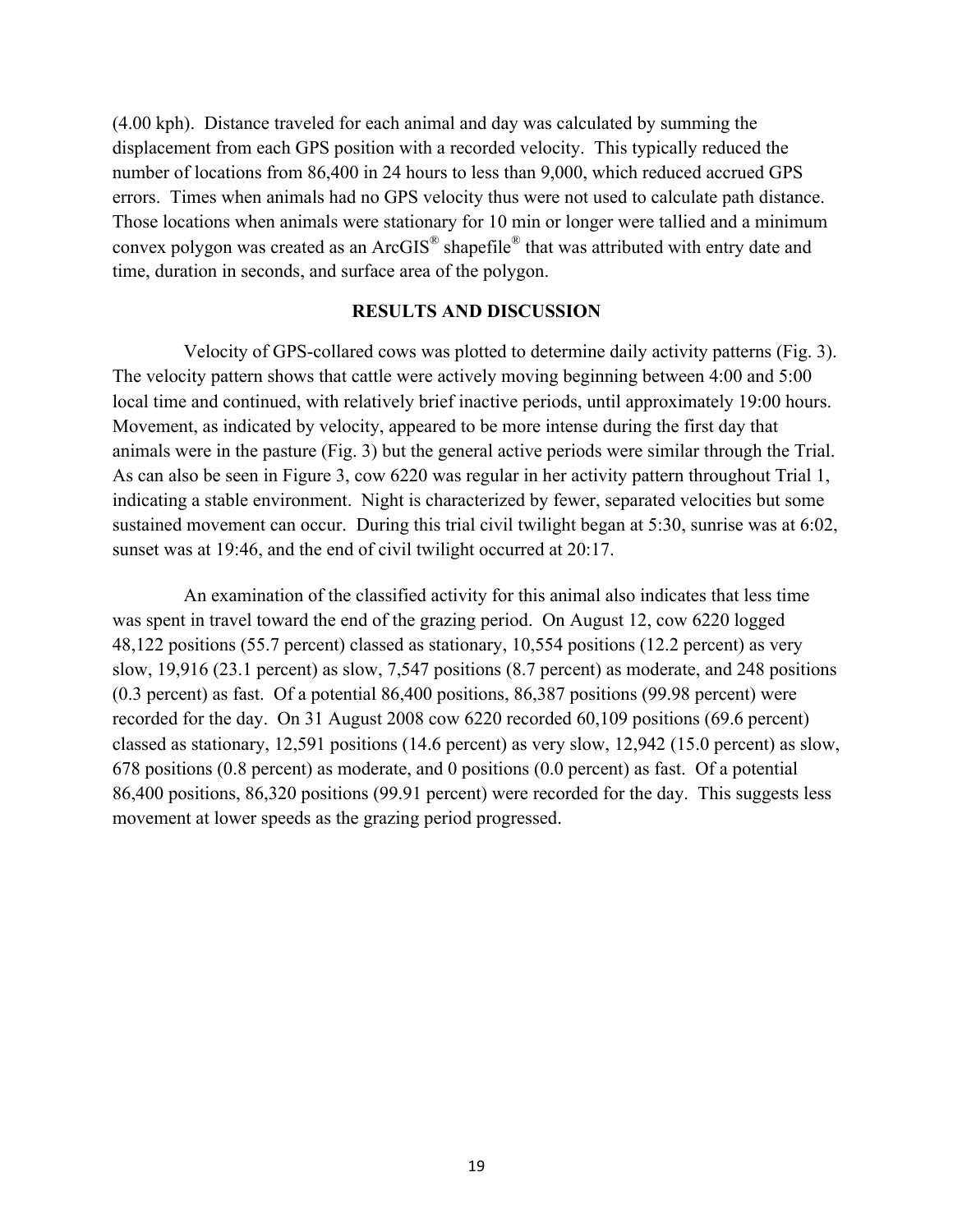(4.00 kph). Distance traveled for each animal and day was calculated by summing the displacement from each GPS position with a recorded velocity. This typically reduced the number of locations from 86,400 in 24 hours to less than 9,000, which reduced accrued GPS errors. Times when animals had no GPS velocity thus were not used to calculate path distance. Those locations when animals were stationary for 10 min or longer were tallied and a minimum convex polygon was created as an ArcGIS® shapefile® that was attributed with entry date and time, duration in seconds, and surface area of the polygon.

## RESULTS AND DISCUSSION

Velocity of GPS-collared cows was plotted to determine daily activity patterns (Fig. 3). The velocity pattern shows that cattle were actively moving beginning between 4:00 and 5:00 local time and continued, with relatively brief inactive periods, until approximately 19:00 hours. Movement, as indicated by velocity, appeared to be more intense during the first day that animals were in the pasture (Fig. 3) but the general active periods were similar through the Trial. As can also be seen in Figure 3, cow 6220 was regular in her activity pattern throughout Trial 1, indicating a stable environment. Night is characterized by fewer, separated velocities but some sustained movement can occur. During this trial civil twilight began at 5:30, sunrise was at 6:02, sunset was at 19:46, and the end of civil twilight occurred at 20:17.

An examination of the classified activity for this animal also indicates that less time was spent in travel toward the end of the grazing period. On August 12, cow 6220 logged 48,122 positions (55.7 percent) classed as stationary, 10,554 positions (12.2 percent) as very slow, 19,916 (23.1 percent) as slow, 7,547 positions (8.7 percent) as moderate, and 248 positions (0.3 percent) as fast. Of a potential 86,400 positions, 86,387 positions (99.98 percent) were recorded for the day. On 31 August 2008 cow 6220 recorded 60,109 positions (69.6 percent) classed as stationary, 12,591 positions (14.6 percent) as very slow, 12,942 (15.0 percent) as slow, 678 positions (0.8 percent) as moderate, and 0 positions (0.0 percent) as fast. Of a potential 86,400 positions, 86,320 positions (99.91 percent) were recorded for the day. This suggests less movement at lower speeds as the grazing period progressed.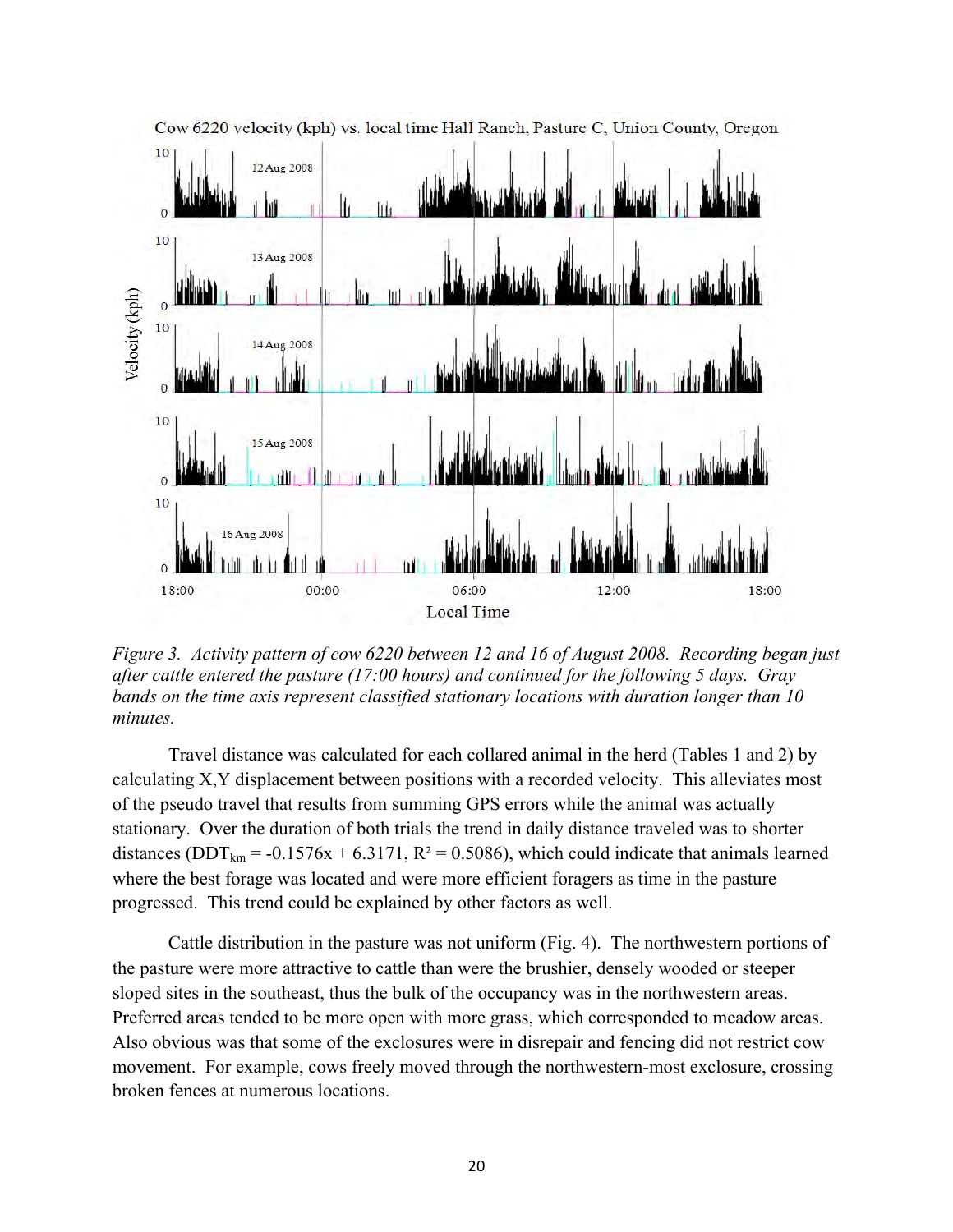*Figure 3. Activity pattern of cow 6220 between 12 and 16 of August 2008. Recording began just after cattle entered the pasture (17:00 hours) and continued for the following 5 days. Gray bands on the time axis represent classified stationary locations with duration longer than 10 minutes.*

Travel distance was calculated for each collared animal in the herd (Tables 1 and 2) by calculating X,Y displacement between positions with a recorded velocity. This alleviates most of the pseudo travel that results from summing GPS errors while the animal was actually stationary. Over the duration of both trials the trend in daily distance traveled was to shorter distances ($DDT_{km} = -0.1576x + 6.3171$, $R^2 = 0.5086$), which could indicate that animals learned where the best forage was located and were more efficient foragers as time in the pasture progressed. This trend could be explained by other factors as well.

Cattle distribution in the pasture was not uniform (Fig. 4). The northwestern portions of the pasture were more attractive to cattle than were the brushier, densely wooded or steeper sloped sites in the southeast, thus the bulk of the occupancy was in the northwestern areas. Preferred areas tended to be more open with more grass, which corresponded to meadow areas. Also obvious was that some of the exclosures were in disrepair and fencing did not restrict cow movement. For example, cows freely moved through the northwestern-most exclosure, crossing broken fences at numerous locations.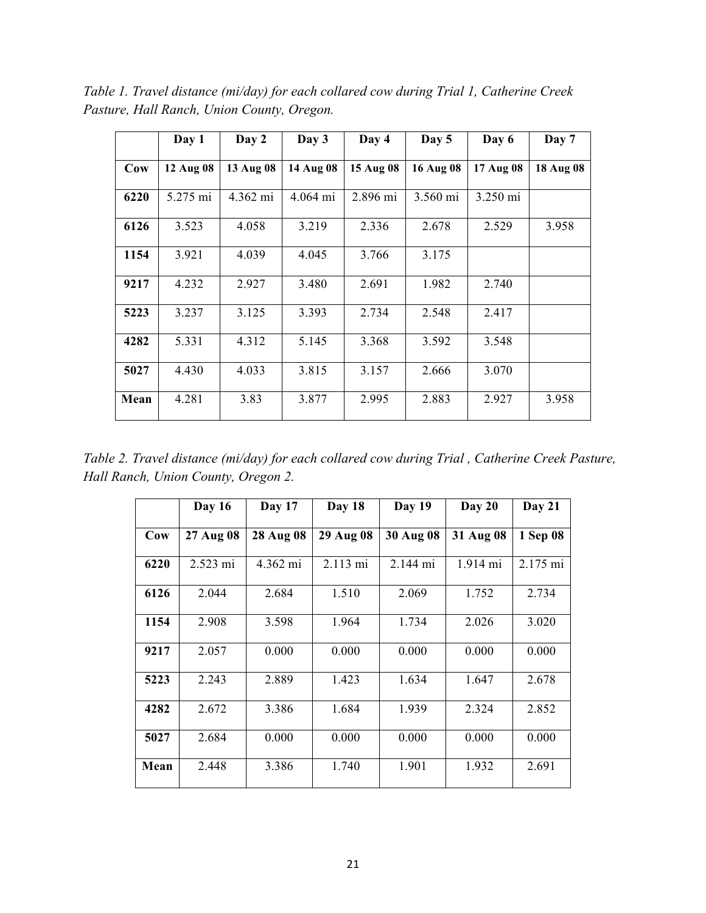*Table 1. Travel distance (mi/day) for each collared cow during Trial 1, Catherine Creek Pasture, Hall Ranch, Union County, Oregon.*

| | **Day 1** | **Day 2** | **Day 3** | **Day 4** | **Day 5** | **Day 6** | **Day 7** |
|---|---|---|---|---|---|---|---|
| **Cow** | **12 Aug 08** | **13 Aug 08** | **14 Aug 08** | **15 Aug 08** | **16 Aug 08** | **17 Aug 08** | **18 Aug 08** |
| **6220** | 5.275 mi | 4.362 mi | 4.064 mi | 2.896 mi | 3.560 mi | 3.250 mi | |
| **6126** | 3.523 | 4.058 | 3.219 | 2.336 | 2.678 | 2.529 | 3.958 |
| **1154** | 3.921 | 4.039 | 4.045 | 3.766 | 3.175 | | |
| **9217** | 4.232 | 2.927 | 3.480 | 2.691 | 1.982 | 2.740 | |
| **5223** | 3.237 | 3.125 | 3.393 | 2.734 | 2.548 | 2.417 | |
| **4282** | 5.331 | 4.312 | 5.145 | 3.368 | 3.592 | 3.548 | |
| **5027** | 4.430 | 4.033 | 3.815 | 3.157 | 2.666 | 3.070 | |
| **Mean** | 4.281 | 3.83 | 3.877 | 2.995 | 2.883 | 2.927 | 3.958 |

*Table 2. Travel distance (mi/day) for each collared cow during Trial , Catherine Creek Pasture, Hall Ranch, Union County, Oregon 2.*

| | **Day 16** | **Day 17** | **Day 18** | **Day 19** | **Day 20** | **Day 21** |
|---|---|---|---|---|---|---|
| **Cow** | **27 Aug 08** | **28 Aug 08** | **29 Aug 08** | **30 Aug 08** | **31 Aug 08** | **1 Sep 08** |
| **6220** | 2.523 mi | 4.362 mi | 2.113 mi | 2.144 mi | 1.914 mi | 2.175 mi |
| **6126** | 2.044 | 2.684 | 1.510 | 2.069 | 1.752 | 2.734 |
| **1154** | 2.908 | 3.598 | 1.964 | 1.734 | 2.026 | 3.020 |
| **9217** | 2.057 | 0.000 | 0.000 | 0.000 | 0.000 | 0.000 |
| **5223** | 2.243 | 2.889 | 1.423 | 1.634 | 1.647 | 2.678 |
| **4282** | 2.672 | 3.386 | 1.684 | 1.939 | 2.324 | 2.852 |
| **5027** | 2.684 | 0.000 | 0.000 | 0.000 | 0.000 | 0.000 |
| **Mean** | 2.448 | 3.386 | 1.740 | 1.901 | 1.932 | 2.691 |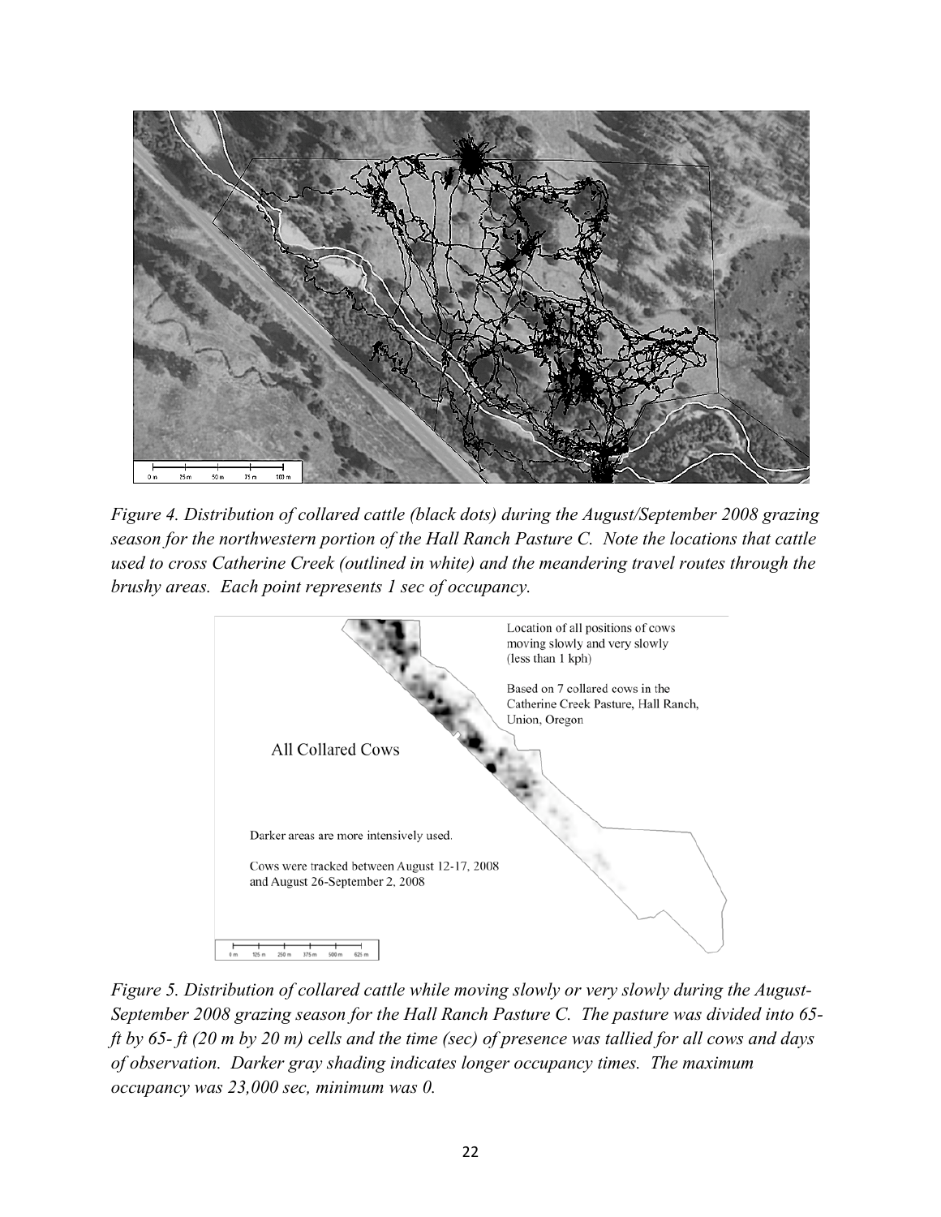*Figure 4. Distribution of collared cattle (black dots) during the August/September 2008 grazing season for the northwestern portion of the Hall Ranch Pasture C. Note the locations that cattle used to cross Catherine Creek (outlined in white) and the meandering travel routes through the brushy areas. Each point represents 1 sec of occupancy.*

*Figure 5. Distribution of collared cattle while moving slowly or very slowly during the August-September 2008 grazing season for the Hall Ranch Pasture C. The pasture was divided into 65-ft by 65- ft (20 m by 20 m) cells and the time (sec) of presence was tallied for all cows and days of observation. Darker gray shading indicates longer occupancy times. The maximum occupancy was 23,000 sec, minimum was 0.*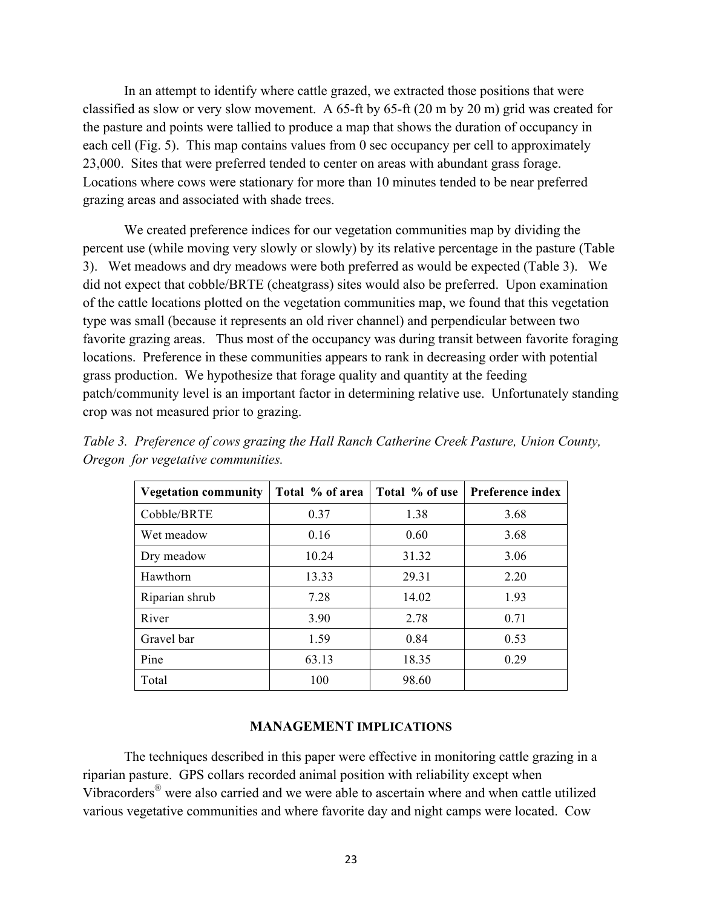In an attempt to identify where cattle grazed, we extracted those positions that were classified as slow or very slow movement. A 65-ft by 65-ft (20 m by 20 m) grid was created for the pasture and points were tallied to produce a map that shows the duration of occupancy in each cell (Fig. 5). This map contains values from 0 sec occupancy per cell to approximately 23,000. Sites that were preferred tended to center on areas with abundant grass forage. Locations where cows were stationary for more than 10 minutes tended to be near preferred grazing areas and associated with shade trees.

We created preference indices for our vegetation communities map by dividing the percent use (while moving very slowly or slowly) by its relative percentage in the pasture (Table 3). Wet meadows and dry meadows were both preferred as would be expected (Table 3). We did not expect that cobble/BRTE (cheatgrass) sites would also be preferred. Upon examination of the cattle locations plotted on the vegetation communities map, we found that this vegetation type was small (because it represents an old river channel) and perpendicular between two favorite grazing areas. Thus most of the occupancy was during transit between favorite foraging locations. Preference in these communities appears to rank in decreasing order with potential grass production. We hypothesize that forage quality and quantity at the feeding patch/community level is an important factor in determining relative use. Unfortunately standing crop was not measured prior to grazing.

*Table 3. Preference of cows grazing the Hall Ranch Catherine Creek Pasture, Union County, Oregon for vegetative communities.*

| Vegetation community | Total % of area | Total % of use | Preference index |
|---|---|---|---|
| Cobble/BRTE | 0.37 | 1.38 | 3.68 |
| Wet meadow | 0.16 | 0.60 | 3.68 |
| Dry meadow | 10.24 | 31.32 | 3.06 |
| Hawthorn | 13.33 | 29.31 | 2.20 |
| Riparian shrub | 7.28 | 14.02 | 1.93 |
| River | 3.90 | 2.78 | 0.71 |
| Gravel bar | 1.59 | 0.84 | 0.53 |
| Pine | 63.13 | 18.35 | 0.29 |
| Total | 100 | 98.60 | |

## MANAGEMENT IMPLICATIONS

The techniques described in this paper were effective in monitoring cattle grazing in a riparian pasture. GPS collars recorded animal position with reliability except when Vibracorders® were also carried and we were able to ascertain where and when cattle utilized various vegetative communities and where favorite day and night camps were located. Cow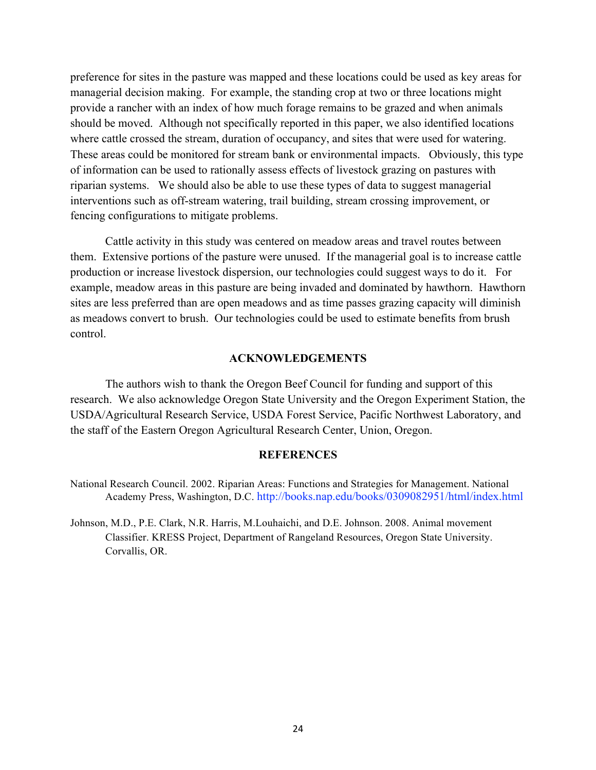preference for sites in the pasture was mapped and these locations could be used as key areas for managerial decision making. For example, the standing crop at two or three locations might provide a rancher with an index of how much forage remains to be grazed and when animals should be moved. Although not specifically reported in this paper, we also identified locations where cattle crossed the stream, duration of occupancy, and sites that were used for watering. These areas could be monitored for stream bank or environmental impacts. Obviously, this type of information can be used to rationally assess effects of livestock grazing on pastures with riparian systems. We should also be able to use these types of data to suggest managerial interventions such as off-stream watering, trail building, stream crossing improvement, or fencing configurations to mitigate problems.

Cattle activity in this study was centered on meadow areas and travel routes between them. Extensive portions of the pasture were unused. If the managerial goal is to increase cattle production or increase livestock dispersion, our technologies could suggest ways to do it. For example, meadow areas in this pasture are being invaded and dominated by hawthorn. Hawthorn sites are less preferred than are open meadows and as time passes grazing capacity will diminish as meadows convert to brush. Our technologies could be used to estimate benefits from brush control.

## ACKNOWLEDGEMENTS

The authors wish to thank the Oregon Beef Council for funding and support of this research. We also acknowledge Oregon State University and the Oregon Experiment Station, the USDA/Agricultural Research Service, USDA Forest Service, Pacific Northwest Laboratory, and the staff of the Eastern Oregon Agricultural Research Center, Union, Oregon.

## REFERENCES

National Research Council. 2002. Riparian Areas: Functions and Strategies for Management. National Academy Press, Washington, D.C. http://books.nap.edu/books/0309082951/html/index.html

Johnson, M.D., P.E. Clark, N.R. Harris, M.Louhaichi, and D.E. Johnson. 2008. Animal movement Classifier. KRESS Project, Department of Rangeland Resources, Oregon State University. Corvallis, OR.